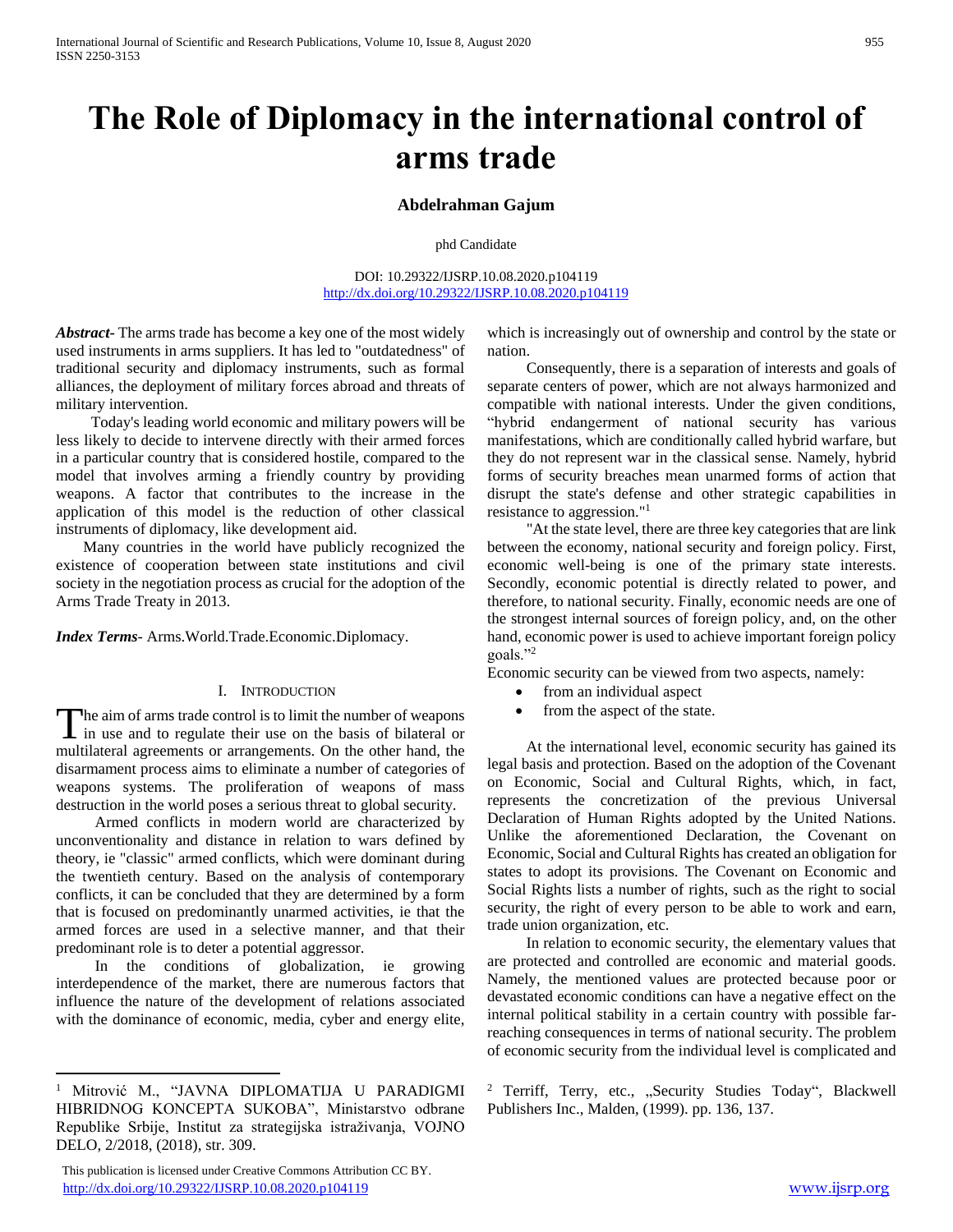# The Role of Diplomacy in the international control of arms trade

**Abdelrahman Gajum**

phd Candidate

DOI: 10.29322/IJSRP.10.08.2020.p104119
http://dx.doi.org/10.29322/IJSRP.10.08.2020.p104119

***Abstract***- The arms trade has become a key one of the most widely used instruments in arms suppliers. It has led to "outdatedness" of traditional security and diplomacy instruments, such as formal alliances, the deployment of military forces abroad and threats of military intervention.

Today's leading world economic and military powers will be less likely to decide to intervene directly with their armed forces in a particular country that is considered hostile, compared to the model that involves arming a friendly country by providing weapons. A factor that contributes to the increase in the application of this model is the reduction of other classical instruments of diplomacy, like development aid.

Many countries in the world have publicly recognized the existence of cooperation between state institutions and civil society in the negotiation process as crucial for the adoption of the Arms Trade Treaty in 2013.

***Index Terms***- Arms.World.Trade.Economic.Diplomacy.

## I. Introduction

The aim of arms trade control is to limit the number of weapons in use and to regulate their use on the basis of bilateral or multilateral agreements or arrangements. On the other hand, the disarmament process aims to eliminate a number of categories of weapons systems. The proliferation of weapons of mass destruction in the world poses a serious threat to global security.

Armed conflicts in modern world are characterized by unconventionality and distance in relation to wars defined by theory, ie "classic" armed conflicts, which were dominant during the twentieth century. Based on the analysis of contemporary conflicts, it can be concluded that they are determined by a form that is focused on predominantly unarmed activities, ie that the armed forces are used in a selective manner, and that their predominant role is to deter a potential aggressor.

In the conditions of globalization, ie growing interdependence of the market, there are numerous factors that influence the nature of the development of relations associated with the dominance of economic, media, cyber and energy elite, which is increasingly out of ownership and control by the state or nation.

Consequently, there is a separation of interests and goals of separate centers of power, which are not always harmonized and compatible with national interests. Under the given conditions, "hybrid endangerment of national security has various manifestations, which are conditionally called hybrid warfare, but they do not represent war in the classical sense. Namely, hybrid forms of security breaches mean unarmed forms of action that disrupt the state's defense and other strategic capabilities in resistance to aggression."[1]

"At the state level, there are three key categories that are link between the economy, national security and foreign policy. First, economic well-being is one of the primary state interests. Secondly, economic potential is directly related to power, and therefore, to national security. Finally, economic needs are one of the strongest internal sources of foreign policy, and, on the other hand, economic power is used to achieve important foreign policy goals."[2]

Economic security can be viewed from two aspects, namely:

- from an individual aspect
- from the aspect of the state.

At the international level, economic security has gained its legal basis and protection. Based on the adoption of the Covenant on Economic, Social and Cultural Rights, which, in fact, represents the concretization of the previous Universal Declaration of Human Rights adopted by the United Nations. Unlike the aforementioned Declaration, the Covenant on Economic, Social and Cultural Rights has created an obligation for states to adopt its provisions. The Covenant on Economic and Social Rights lists a number of rights, such as the right to social security, the right of every person to be able to work and earn, trade union organization, etc.

In relation to economic security, the elementary values that are protected and controlled are economic and material goods. Namely, the mentioned values are protected because poor or devastated economic conditions can have a negative effect on the internal political stability in a certain country with possible far-reaching consequences in terms of national security. The problem of economic security from the individual level is complicated and

---

[1] Mitrović M., "JAVNA DIPLOMATIJA U PARADIGMI HIBRIDNOG KONCEPTA SUKOBA", Ministarstvo odbrane Republike Srbije, Institut za strategijska istraživanja, VOJNO DELO, 2/2018, (2018), str. 309.

[2] Terriff, Terry, etc., „Security Studies Today", Blackwell Publishers Inc., Malden, (1999). pp. 136, 137.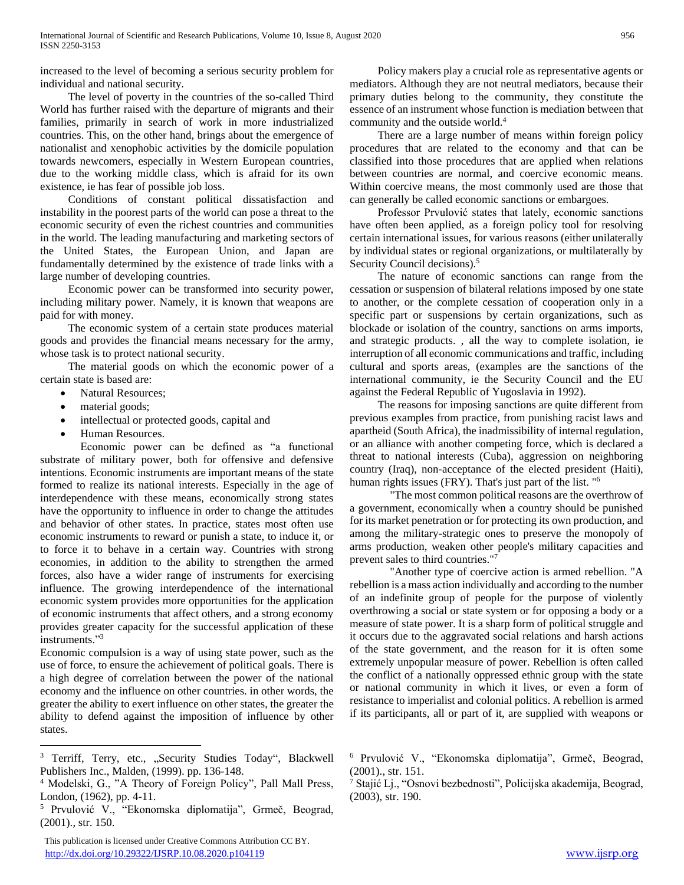increased to the level of becoming a serious security problem for individual and national security.

The level of poverty in the countries of the so-called Third World has further raised with the departure of migrants and their families, primarily in search of work in more industrialized countries. This, on the other hand, brings about the emergence of nationalist and xenophobic activities by the domicile population towards newcomers, especially in Western European countries, due to the working middle class, which is afraid for its own existence, ie has fear of possible job loss.

Conditions of constant political dissatisfaction and instability in the poorest parts of the world can pose a threat to the economic security of even the richest countries and communities in the world. The leading manufacturing and marketing sectors of the United States, the European Union, and Japan are fundamentally determined by the existence of trade links with a large number of developing countries.

Economic power can be transformed into security power, including military power. Namely, it is known that weapons are paid for with money.

The economic system of a certain state produces material goods and provides the financial means necessary for the army, whose task is to protect national security.

The material goods on which the economic power of a certain state is based are:

- Natural Resources;
- material goods;
- intellectual or protected goods, capital and
- Human Resources.

Economic power can be defined as "a functional substrate of military power, both for offensive and defensive intentions. Economic instruments are important means of the state formed to realize its national interests. Especially in the age of interdependence with these means, economically strong states have the opportunity to influence in order to change the attitudes and behavior of other states. In practice, states most often use economic instruments to reward or punish a state, to induce it, or to force it to behave in a certain way. Countries with strong economies, in addition to the ability to strengthen the armed forces, also have a wider range of instruments for exercising influence. The growing interdependence of the international economic system provides more opportunities for the application of economic instruments that affect others, and a strong economy provides greater capacity for the successful application of these instruments."[3]

Economic compulsion is a way of using state power, such as the use of force, to ensure the achievement of political goals. There is a high degree of correlation between the power of the national economy and the influence on other countries. in other words, the greater the ability to exert influence on other states, the greater the ability to defend against the imposition of influence by other states.

Policy makers play a crucial role as representative agents or mediators. Although they are not neutral mediators, because their primary duties belong to the community, they constitute the essence of an instrument whose function is mediation between that community and the outside world.[4]

There are a large number of means within foreign policy procedures that are related to the economy and that can be classified into those procedures that are applied when relations between countries are normal, and coercive economic means. Within coercive means, the most commonly used are those that can generally be called economic sanctions or embargoes.

Professor Prvulović states that lately, economic sanctions have often been applied, as a foreign policy tool for resolving certain international issues, for various reasons (either unilaterally by individual states or regional organizations, or multilaterally by Security Council decisions).[5]

The nature of economic sanctions can range from the cessation or suspension of bilateral relations imposed by one state to another, or the complete cessation of cooperation only in a specific part or suspensions by certain organizations, such as blockade or isolation of the country, sanctions on arms imports, and strategic products. , all the way to complete isolation, ie interruption of all economic communications and traffic, including cultural and sports areas, (examples are the sanctions of the international community, ie the Security Council and the EU against the Federal Republic of Yugoslavia in 1992).

The reasons for imposing sanctions are quite different from previous examples from practice, from punishing racist laws and apartheid (South Africa), the inadmissibility of internal regulation, or an alliance with another competing force, which is declared a threat to national interests (Cuba), aggression on neighboring country (Iraq), non-acceptance of the elected president (Haiti), human rights issues (FRY). That's just part of the list. "[6]

"The most common political reasons are the overthrow of a government, economically when a country should be punished for its market penetration or for protecting its own production, and among the military-strategic ones to preserve the monopoly of arms production, weaken other people's military capacities and prevent sales to third countries."[7]

"Another type of coercive action is armed rebellion. "A rebellion is a mass action individually and according to the number of an indefinite group of people for the purpose of violently overthrowing a social or state system or for opposing a body or a measure of state power. It is a sharp form of political struggle and it occurs due to the aggravated social relations and harsh actions of the state government, and the reason for it is often some extremely unpopular measure of power. Rebellion is often called the conflict of a nationally oppressed ethnic group with the state or national community in which it lives, or even a form of resistance to imperialist and colonial politics. A rebellion is armed if its participants, all or part of it, are supplied with weapons or

---

[3] Terriff, Terry, etc., „Security Studies Today", Blackwell Publishers Inc., Malden, (1999). pp. 136-148.

[4] Modelski, G., "A Theory of Foreign Policy", Pall Mall Press, London, (1962), pp. 4-11.

[5] Prvulović V., "Ekonomska diplomatija", Grmeč, Beograd, (2001)., str. 150.

[6] Prvulović V., "Ekonomska diplomatija", Grmeč, Beograd, (2001)., str. 151.

[7] Stajić Lj., "Osnovi bezbednosti", Policijska akademija, Beograd, (2003), str. 190.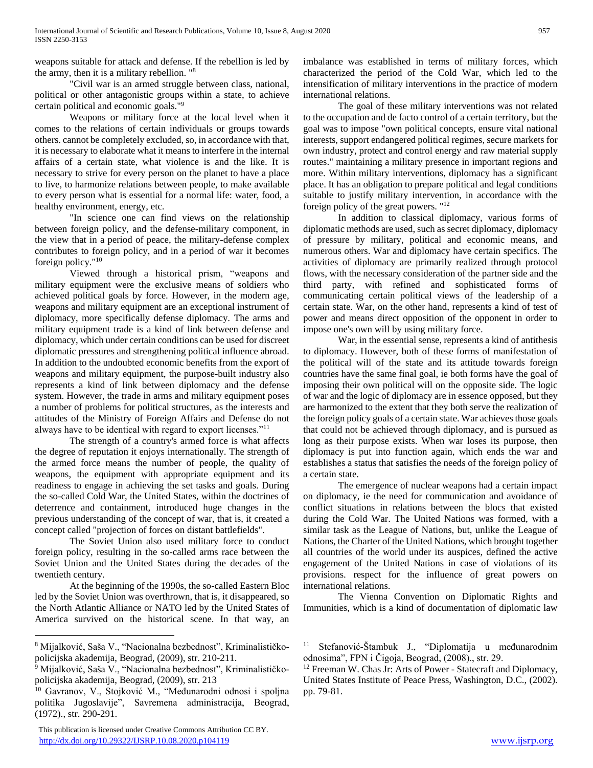weapons suitable for attack and defense. If the rebellion is led by the army, then it is a military rebellion. "[8]

"Civil war is an armed struggle between class, national, political or other antagonistic groups within a state, to achieve certain political and economic goals."[9]

Weapons or military force at the local level when it comes to the relations of certain individuals or groups towards others. cannot be completely excluded, so, in accordance with that, it is necessary to elaborate what it means to interfere in the internal affairs of a certain state, what violence is and the like. It is necessary to strive for every person on the planet to have a place to live, to harmonize relations between people, to make available to every person what is essential for a normal life: water, food, a healthy environment, energy, etc.

"In science one can find views on the relationship between foreign policy, and the defense-military component, in the view that in a period of peace, the military-defense complex contributes to foreign policy, and in a period of war it becomes foreign policy."[10]

Viewed through a historical prism, "weapons and military equipment were the exclusive means of soldiers who achieved political goals by force. However, in the modern age, weapons and military equipment are an exceptional instrument of diplomacy, more specifically defense diplomacy. The arms and military equipment trade is a kind of link between defense and diplomacy, which under certain conditions can be used for discreet diplomatic pressures and strengthening political influence abroad. In addition to the undoubted economic benefits from the export of weapons and military equipment, the purpose-built industry also represents a kind of link between diplomacy and the defense system. However, the trade in arms and military equipment poses a number of problems for political structures, as the interests and attitudes of the Ministry of Foreign Affairs and Defense do not always have to be identical with regard to export licenses."[11]

The strength of a country's armed force is what affects the degree of reputation it enjoys internationally. The strength of the armed force means the number of people, the quality of weapons, the equipment with appropriate equipment and its readiness to engage in achieving the set tasks and goals. During the so-called Cold War, the United States, within the doctrines of deterrence and containment, introduced huge changes in the previous understanding of the concept of war, that is, it created a concept called "projection of forces on distant battlefields".

The Soviet Union also used military force to conduct foreign policy, resulting in the so-called arms race between the Soviet Union and the United States during the decades of the twentieth century.

At the beginning of the 1990s, the so-called Eastern Bloc led by the Soviet Union was overthrown, that is, it disappeared, so the North Atlantic Alliance or NATO led by the United States of America survived on the historical scene. In that way, an imbalance was established in terms of military forces, which characterized the period of the Cold War, which led to the intensification of military interventions in the practice of modern international relations.

The goal of these military interventions was not related to the occupation and de facto control of a certain territory, but the goal was to impose "own political concepts, ensure vital national interests, support endangered political regimes, secure markets for own industry, protect and control energy and raw material supply routes." maintaining a military presence in important regions and more. Within military interventions, diplomacy has a significant place. It has an obligation to prepare political and legal conditions suitable to justify military intervention, in accordance with the foreign policy of the great powers. "[12]

In addition to classical diplomacy, various forms of diplomatic methods are used, such as secret diplomacy, diplomacy of pressure by military, political and economic means, and numerous others. War and diplomacy have certain specifics. The activities of diplomacy are primarily realized through protocol flows, with the necessary consideration of the partner side and the third party, with refined and sophisticated forms of communicating certain political views of the leadership of a certain state. War, on the other hand, represents a kind of test of power and means direct opposition of the opponent in order to impose one's own will by using military force.

War, in the essential sense, represents a kind of antithesis to diplomacy. However, both of these forms of manifestation of the political will of the state and its attitude towards foreign countries have the same final goal, ie both forms have the goal of imposing their own political will on the opposite side. The logic of war and the logic of diplomacy are in essence opposed, but they are harmonized to the extent that they both serve the realization of the foreign policy goals of a certain state. War achieves those goals that could not be achieved through diplomacy, and is pursued as long as their purpose exists. When war loses its purpose, then diplomacy is put into function again, which ends the war and establishes a status that satisfies the needs of the foreign policy of a certain state.

The emergence of nuclear weapons had a certain impact on diplomacy, ie the need for communication and avoidance of conflict situations in relations between the blocs that existed during the Cold War. The United Nations was formed, with a similar task as the League of Nations, but, unlike the League of Nations, the Charter of the United Nations, which brought together all countries of the world under its auspices, defined the active engagement of the United Nations in case of violations of its provisions. respect for the influence of great powers on international relations.

The Vienna Convention on Diplomatic Rights and Immunities, which is a kind of documentation of diplomatic law

---

[8] Mijalković, Saša V., "Nacionalna bezbednost", Kriminalističko-policijska akademija, Beograd, (2009), str. 210-211.

[9] Mijalković, Saša V., "Nacionalna bezbednost", Kriminalističko-policijska akademija, Beograd, (2009), str. 213

[10] Gavranov, V., Stojković M., "Međunarodni odnosi i spoljna politika Jugoslavije", Savremena administracija, Beograd, (1972)., str. 290-291.

[11] Stefanović-Štambuk J., "Diplomatija u međunarodnim odnosima", FPN i Čigoja, Beograd, (2008)., str. 29.

[12] Freeman W. Chas Jr: Arts of Power - Statecraft and Diplomacy, United States Institute of Peace Press, Washington, D.C., (2002). pp. 79-81.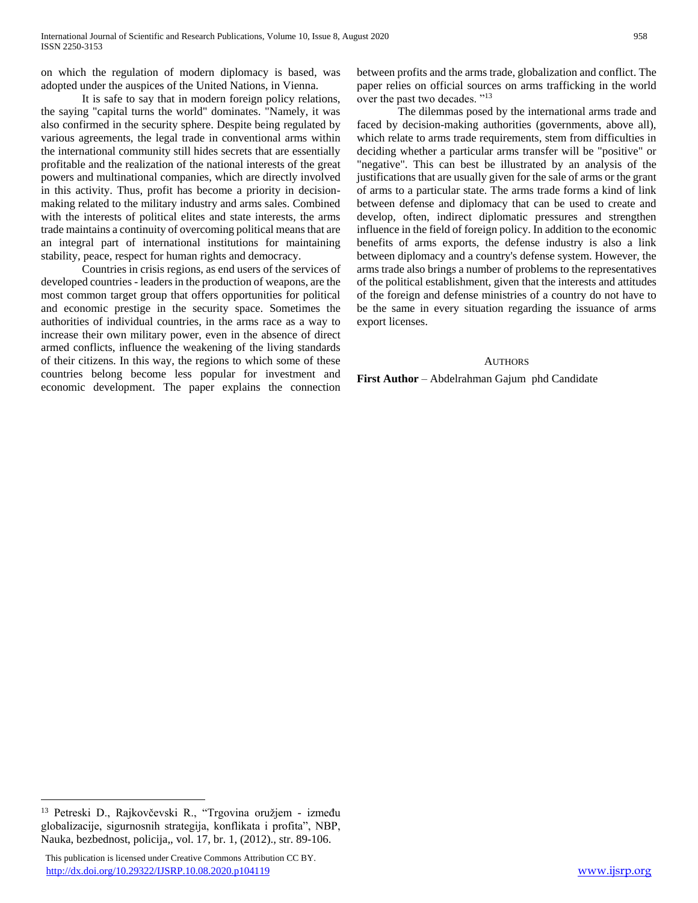on which the regulation of modern diplomacy is based, was adopted under the auspices of the United Nations, in Vienna.

It is safe to say that in modern foreign policy relations, the saying "capital turns the world" dominates. "Namely, it was also confirmed in the security sphere. Despite being regulated by various agreements, the legal trade in conventional arms within the international community still hides secrets that are essentially profitable and the realization of the national interests of the great powers and multinational companies, which are directly involved in this activity. Thus, profit has become a priority in decision-making related to the military industry and arms sales. Combined with the interests of political elites and state interests, the arms trade maintains a continuity of overcoming political means that are an integral part of international institutions for maintaining stability, peace, respect for human rights and democracy.

Countries in crisis regions, as end users of the services of developed countries - leaders in the production of weapons, are the most common target group that offers opportunities for political and economic prestige in the security space. Sometimes the authorities of individual countries, in the arms race as a way to increase their own military power, even in the absence of direct armed conflicts, influence the weakening of the living standards of their citizens. In this way, the regions to which some of these countries belong become less popular for investment and economic development. The paper explains the connection between profits and the arms trade, globalization and conflict. The paper relies on official sources on arms trafficking in the world over the past two decades. "[13]

The dilemmas posed by the international arms trade and faced by decision-making authorities (governments, above all), which relate to arms trade requirements, stem from difficulties in deciding whether a particular arms transfer will be "positive" or "negative". This can best be illustrated by an analysis of the justifications that are usually given for the sale of arms or the grant of arms to a particular state. The arms trade forms a kind of link between defense and diplomacy that can be used to create and develop, often, indirect diplomatic pressures and strengthen influence in the field of foreign policy. In addition to the economic benefits of arms exports, the defense industry is also a link between diplomacy and a country's defense system. However, the arms trade also brings a number of problems to the representatives of the political establishment, given that the interests and attitudes of the foreign and defense ministries of a country do not have to be the same in every situation regarding the issuance of arms export licenses.

## AUTHORS

**First Author** – Abdelrahman Gajum phd Candidate

[13] Petreski D., Rajkovčevski R., "Trgovina oružjem - između globalizacije, sigurnosnih strategija, konflikata i profita", NBP, Nauka, bezbednost, policija,, vol. 17, br. 1, (2012)., str. 89-106.